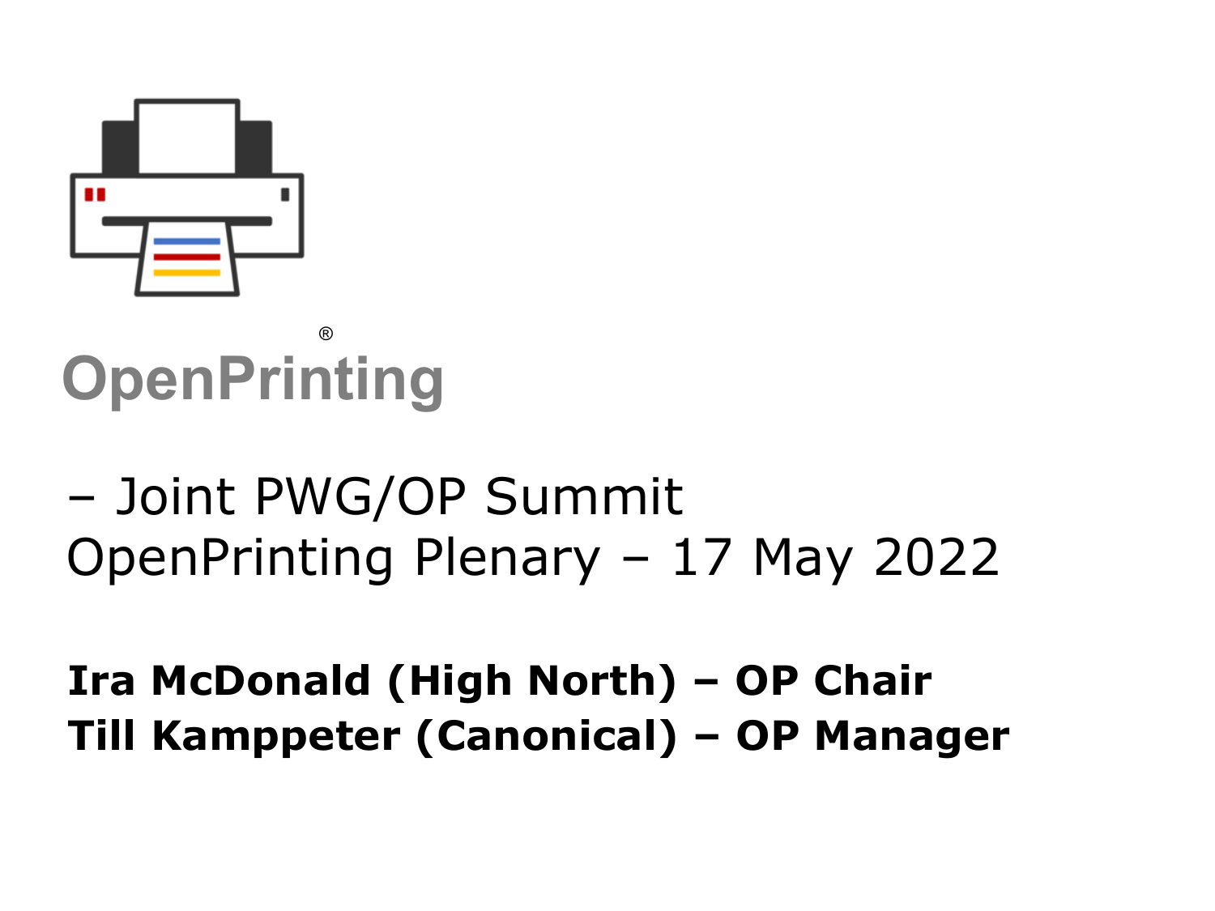OpenPrinting®

# – Joint PWG/OP Summit
# OpenPrinting Plenary – 17 May 2022

**Ira McDonald (High North) – OP Chair**
**Till Kamppeter (Canonical) – OP Manager**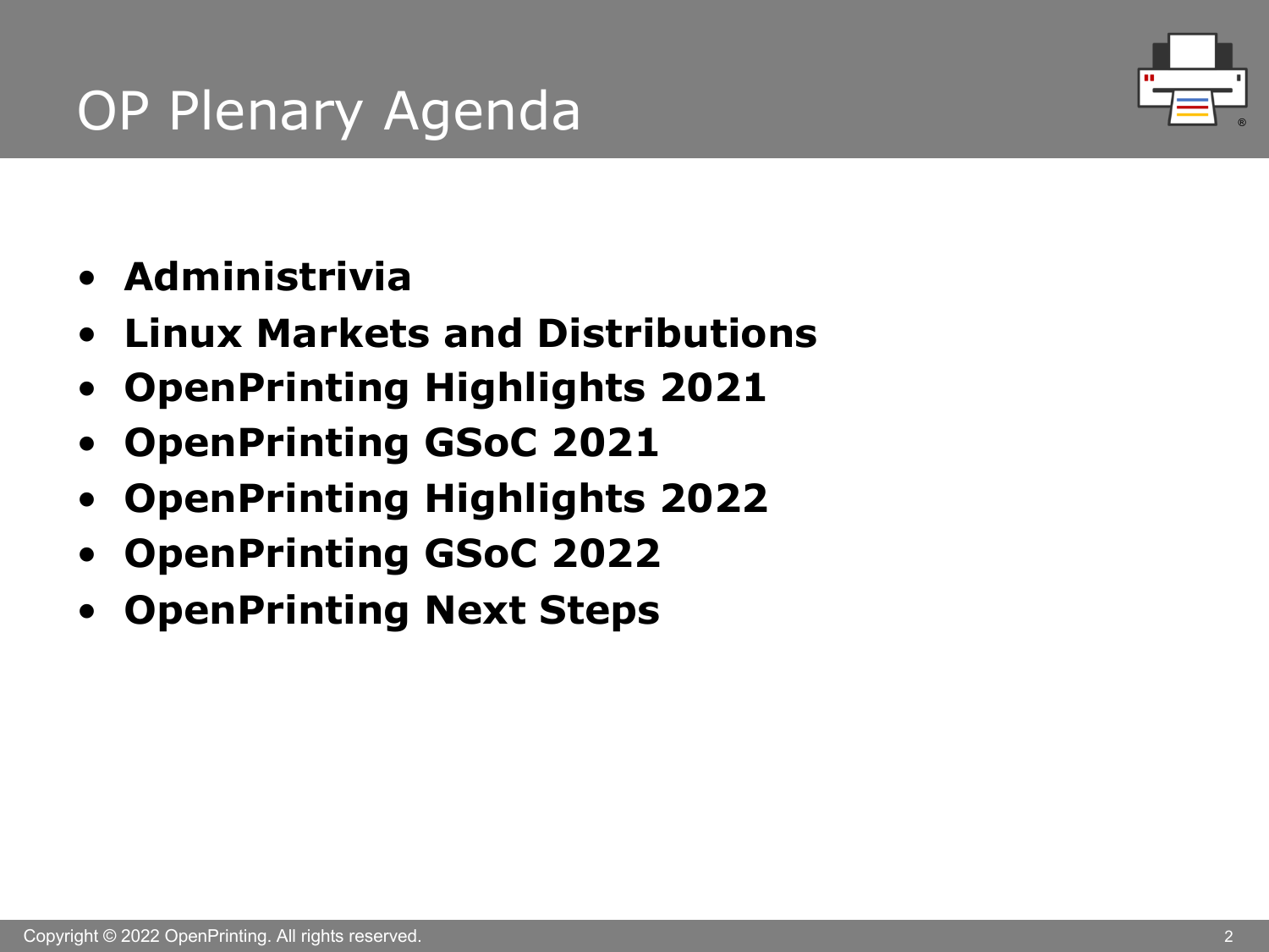# OP Plenary Agenda

- **Administrivia**
- **Linux Markets and Distributions**
- **OpenPrinting Highlights 2021**
- **OpenPrinting GSoC 2021**
- **OpenPrinting Highlights 2022**
- **OpenPrinting GSoC 2022**
- **OpenPrinting Next Steps**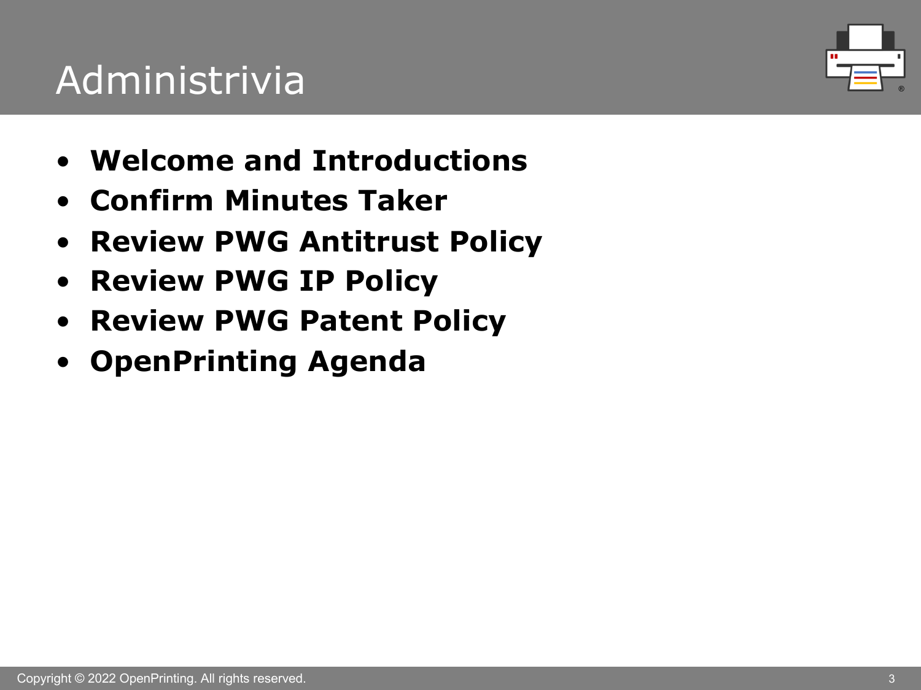# Administrivia

- **Welcome and Introductions**
- **Confirm Minutes Taker**
- **Review PWG Antitrust Policy**
- **Review PWG IP Policy**
- **Review PWG Patent Policy**
- **OpenPrinting Agenda**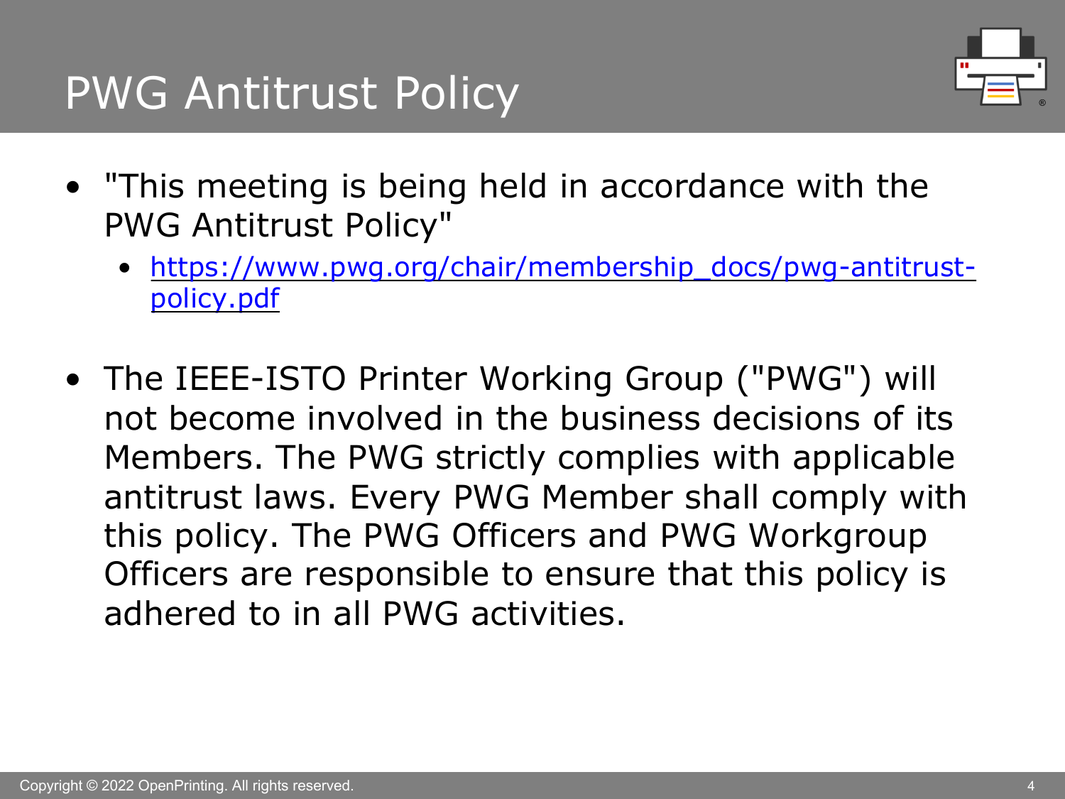# PWG Antitrust Policy

- "This meeting is being held in accordance with the PWG Antitrust Policy"
  - https://www.pwg.org/chair/membership_docs/pwg-antitrust-policy.pdf
- The IEEE-ISTO Printer Working Group ("PWG") will not become involved in the business decisions of its Members. The PWG strictly complies with applicable antitrust laws. Every PWG Member shall comply with this policy. The PWG Officers and PWG Workgroup Officers are responsible to ensure that this policy is adhered to in all PWG activities.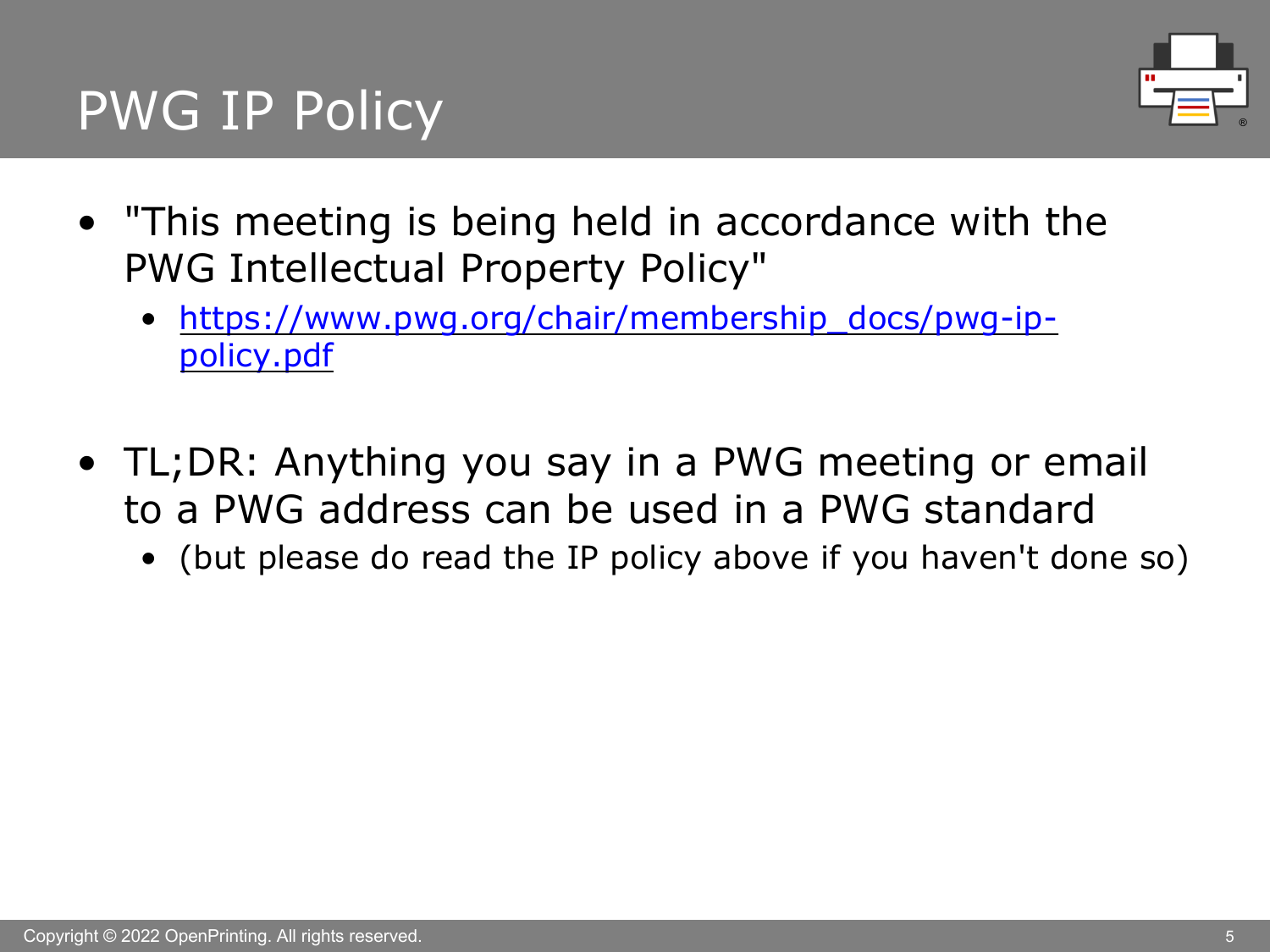# PWG IP Policy

- "This meeting is being held in accordance with the PWG Intellectual Property Policy"
  - https://www.pwg.org/chair/membership_docs/pwg-ip-policy.pdf
- TL;DR: Anything you say in a PWG meeting or email to a PWG address can be used in a PWG standard
  - (but please do read the IP policy above if you haven't done so)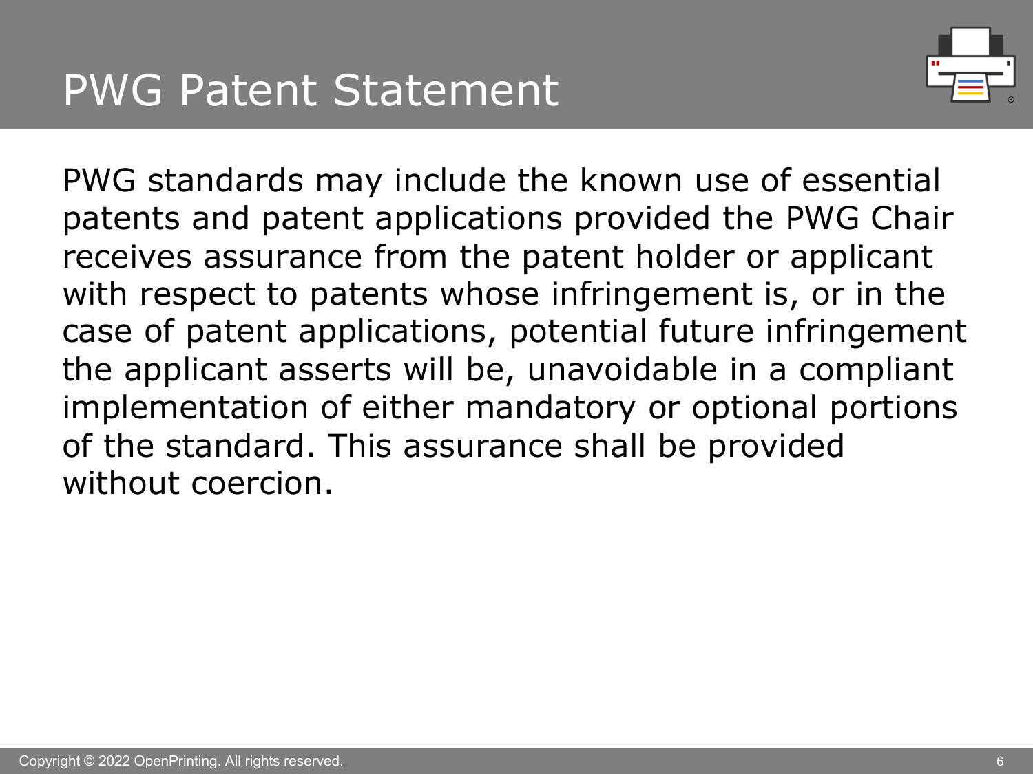# PWG Patent Statement

PWG standards may include the known use of essential patents and patent applications provided the PWG Chair receives assurance from the patent holder or applicant with respect to patents whose infringement is, or in the case of patent applications, potential future infringement the applicant asserts will be, unavoidable in a compliant implementation of either mandatory or optional portions of the standard. This assurance shall be provided without coercion.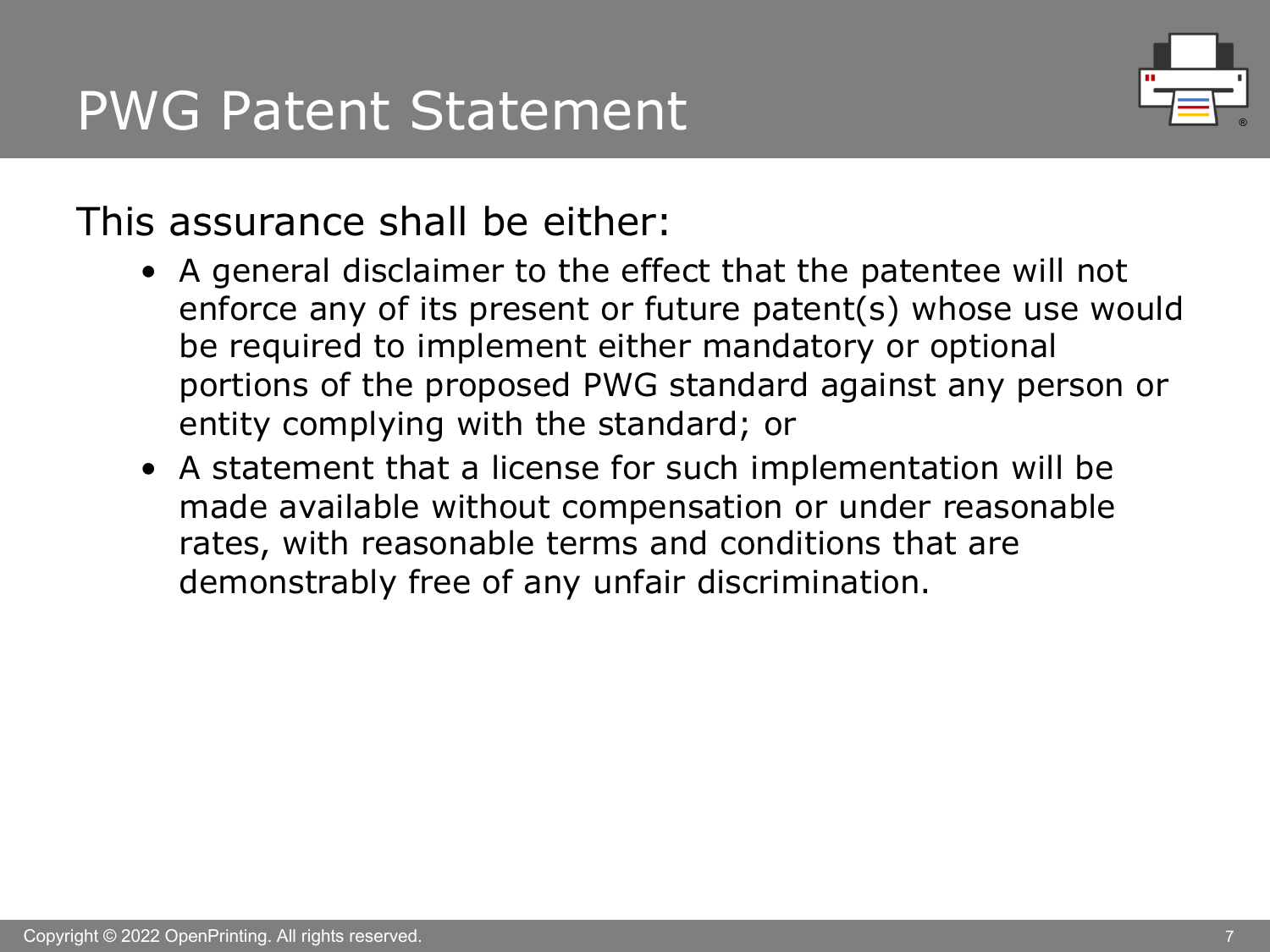# PWG Patent Statement

This assurance shall be either:

- A general disclaimer to the effect that the patentee will not enforce any of its present or future patent(s) whose use would be required to implement either mandatory or optional portions of the proposed PWG standard against any person or entity complying with the standard; or
- A statement that a license for such implementation will be made available without compensation or under reasonable rates, with reasonable terms and conditions that are demonstrably free of any unfair discrimination.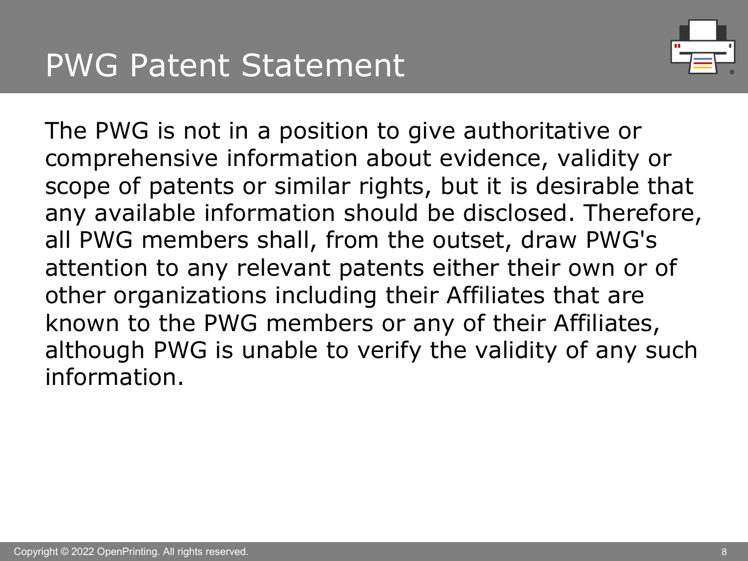# PWG Patent Statement

The PWG is not in a position to give authoritative or comprehensive information about evidence, validity or scope of patents or similar rights, but it is desirable that any available information should be disclosed. Therefore, all PWG members shall, from the outset, draw PWG's attention to any relevant patents either their own or of other organizations including their Affiliates that are known to the PWG members or any of their Affiliates, although PWG is unable to verify the validity of any such information.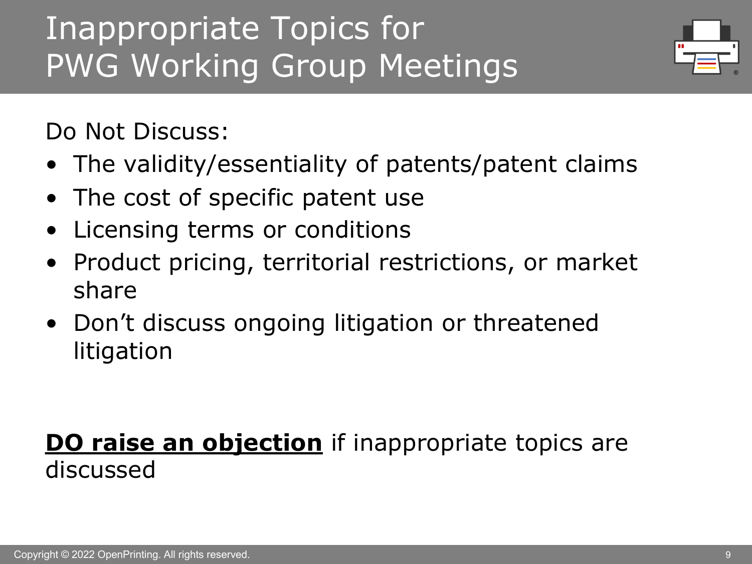# Inappropriate Topics for PWG Working Group Meetings

Do Not Discuss:

- The validity/essentiality of patents/patent claims
- The cost of specific patent use
- Licensing terms or conditions
- Product pricing, territorial restrictions, or market share
- Don't discuss ongoing litigation or threatened litigation

**DO raise an objection** if inappropriate topics are discussed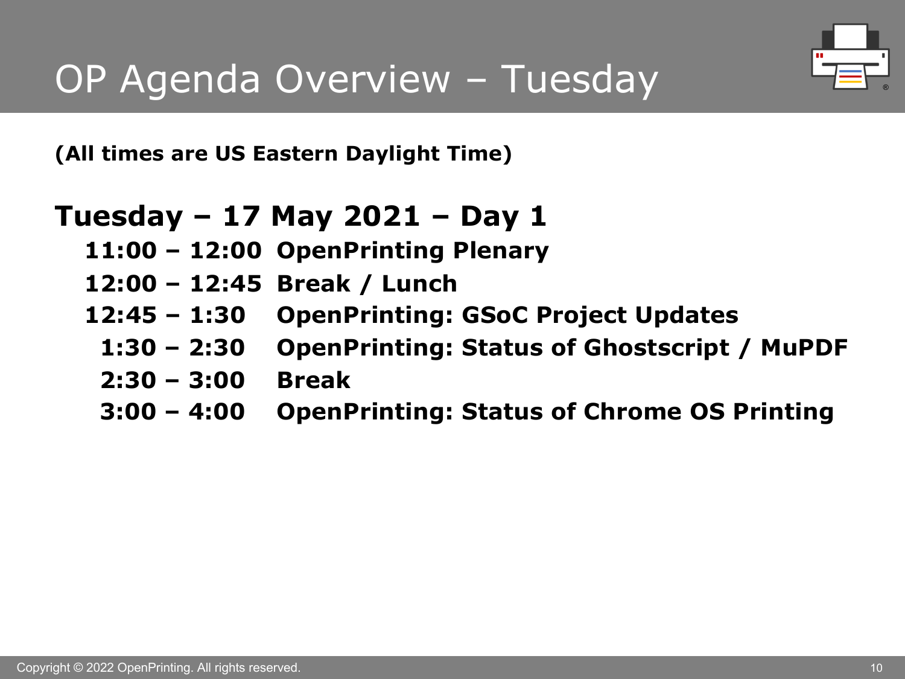# OP Agenda Overview – Tuesday

**(All times are US Eastern Daylight Time)**

## Tuesday – 17 May 2021 – Day 1

| | |
|---|---|
| **11:00 – 12:00** | **OpenPrinting Plenary** |
| **12:00 – 12:45** | **Break / Lunch** |
| **12:45 – 1:30** | **OpenPrinting: GSoC Project Updates** |
| **1:30 – 2:30** | **OpenPrinting: Status of Ghostscript / MuPDF** |
| **2:30 – 3:00** | **Break** |
| **3:00 – 4:00** | **OpenPrinting: Status of Chrome OS Printing** |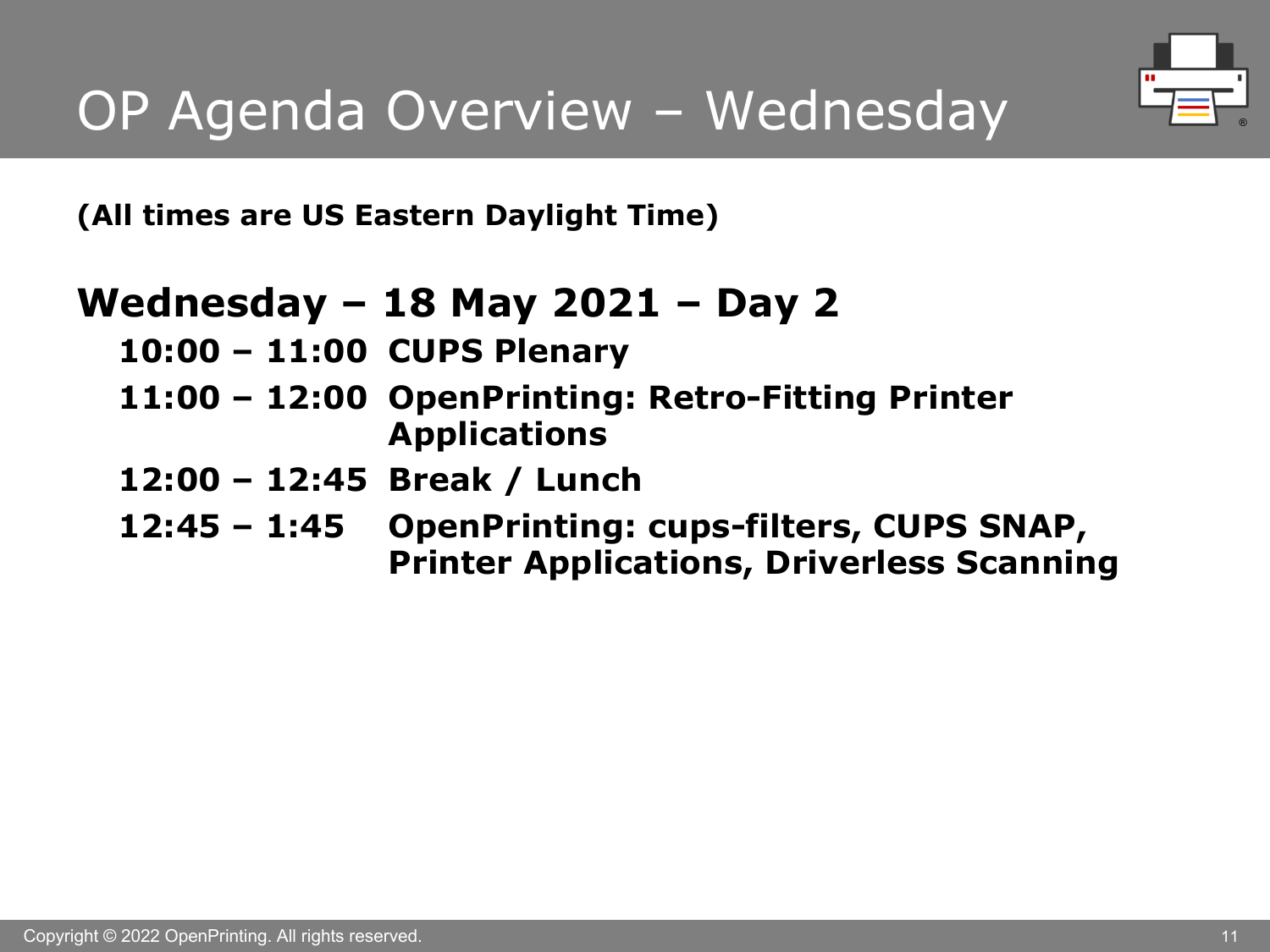# OP Agenda Overview – Wednesday

**(All times are US Eastern Daylight Time)**

## Wednesday – 18 May 2021 – Day 2

- **10:00 – 11:00 CUPS Plenary**
- **11:00 – 12:00 OpenPrinting: Retro-Fitting Printer Applications**
- **12:00 – 12:45 Break / Lunch**
- **12:45 – 1:45 OpenPrinting: cups-filters, CUPS SNAP, Printer Applications, Driverless Scanning**

Copyright © 2022 OpenPrinting. All rights reserved.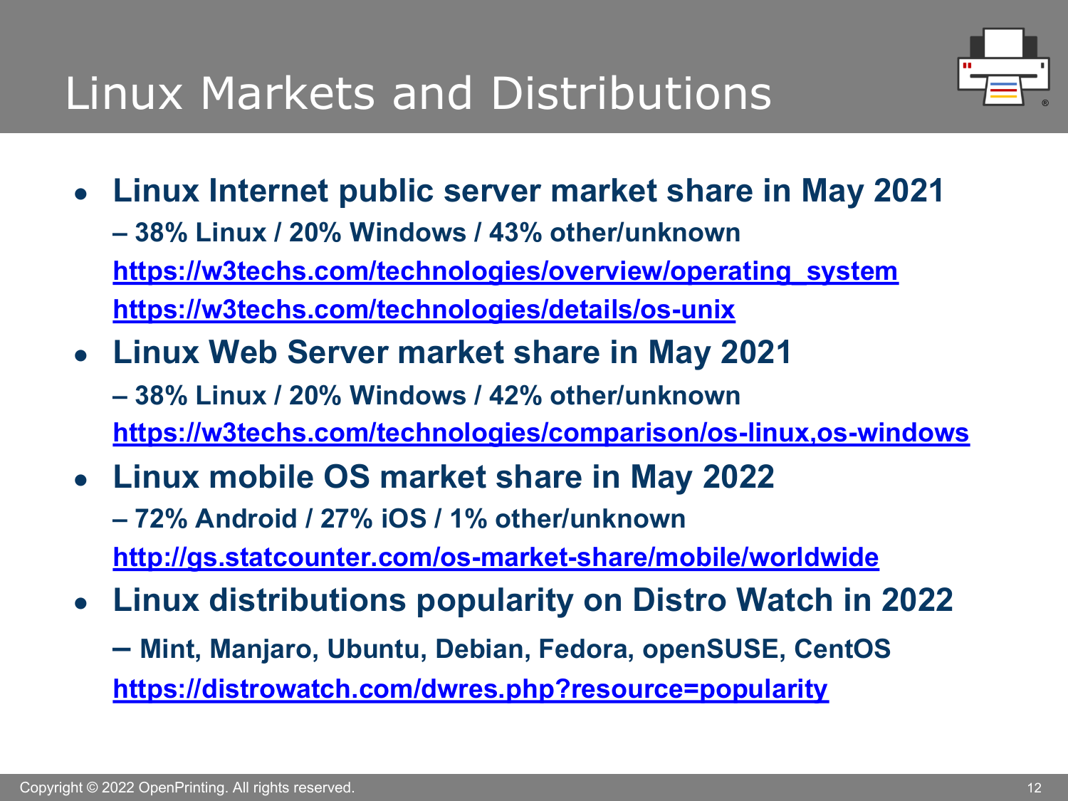# Linux Markets and Distributions

- **Linux Internet public server market share in May 2021**
  **– 38% Linux / 20% Windows / 43% other/unknown**
  **https://w3techs.com/technologies/overview/operating_system**
  **https://w3techs.com/technologies/details/os-unix**
- **Linux Web Server market share in May 2021**
  **– 38% Linux / 20% Windows / 42% other/unknown**
  **https://w3techs.com/technologies/comparison/os-linux,os-windows**
- **Linux mobile OS market share in May 2022**
  **– 72% Android / 27% iOS / 1% other/unknown**
  **http://gs.statcounter.com/os-market-share/mobile/worldwide**
- **Linux distributions popularity on Distro Watch in 2022**
  **– Mint, Manjaro, Ubuntu, Debian, Fedora, openSUSE, CentOS**
  **https://distrowatch.com/dwres.php?resource=popularity**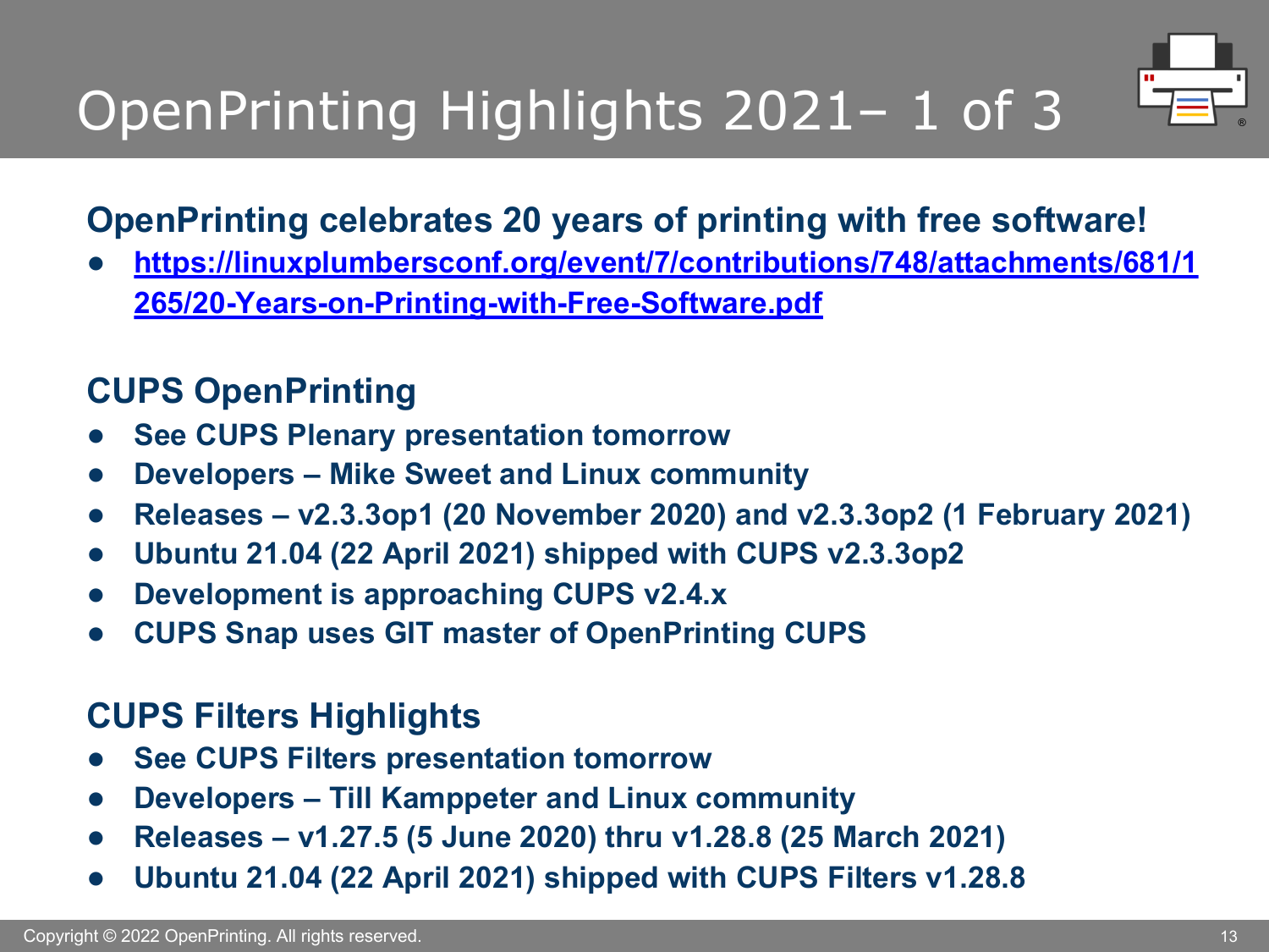# OpenPrinting Highlights 2021– 1 of 3

## OpenPrinting celebrates 20 years of printing with free software!

- [https://linuxplumbersconf.org/event/7/contributions/748/attachments/681/1265/20-Years-on-Printing-with-Free-Software.pdf](https://linuxplumbersconf.org/event/7/contributions/748/attachments/681/1265/20-Years-on-Printing-with-Free-Software.pdf)

## CUPS OpenPrinting

- See CUPS Plenary presentation tomorrow
- Developers – Mike Sweet and Linux community
- Releases – v2.3.3op1 (20 November 2020) and v2.3.3op2 (1 February 2021)
- Ubuntu 21.04 (22 April 2021) shipped with CUPS v2.3.3op2
- Development is approaching CUPS v2.4.x
- CUPS Snap uses GIT master of OpenPrinting CUPS

## CUPS Filters Highlights

- See CUPS Filters presentation tomorrow
- Developers – Till Kamppeter and Linux community
- Releases – v1.27.5 (5 June 2020) thru v1.28.8 (25 March 2021)
- Ubuntu 21.04 (22 April 2021) shipped with CUPS Filters v1.28.8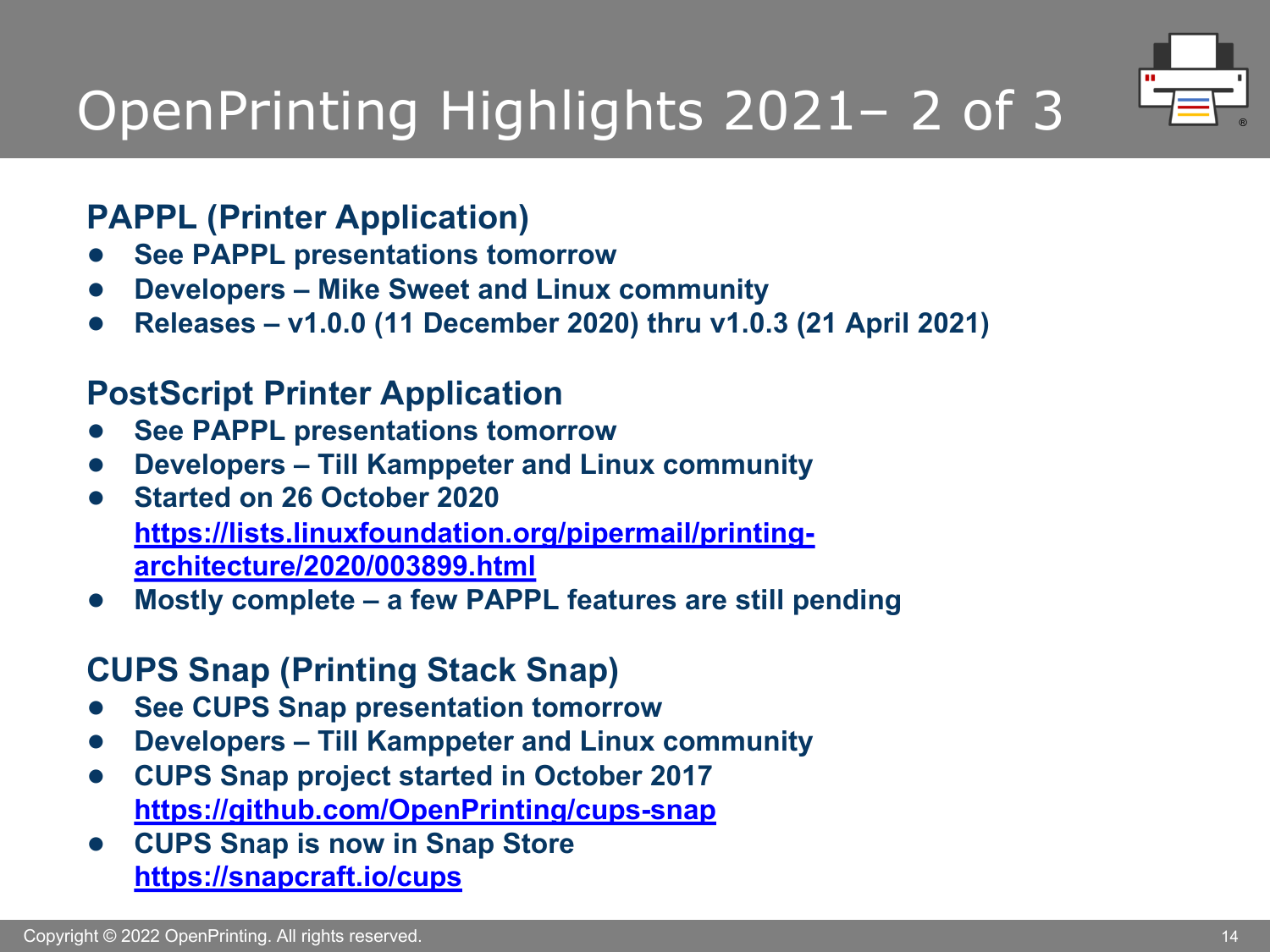# OpenPrinting Highlights 2021– 2 of 3

## PAPPL (Printer Application)

- **See PAPPL presentations tomorrow**
- **Developers – Mike Sweet and Linux community**
- **Releases – v1.0.0 (11 December 2020) thru v1.0.3 (21 April 2021)**

## PostScript Printer Application

- **See PAPPL presentations tomorrow**
- **Developers – Till Kamppeter and Linux community**
- **Started on 26 October 2020**
  **https://lists.linuxfoundation.org/pipermail/printing-architecture/2020/003899.html**
- **Mostly complete – a few PAPPL features are still pending**

## CUPS Snap (Printing Stack Snap)

- **See CUPS Snap presentation tomorrow**
- **Developers – Till Kamppeter and Linux community**
- **CUPS Snap project started in October 2017**
  **https://github.com/OpenPrinting/cups-snap**
- **CUPS Snap is now in Snap Store**
  **https://snapcraft.io/cups**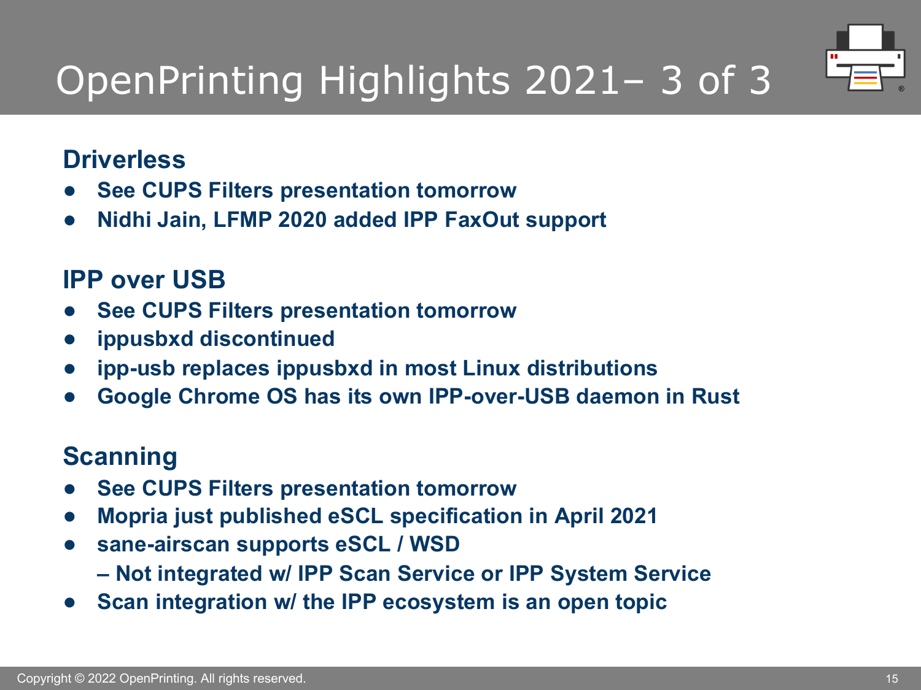# OpenPrinting Highlights 2021– 3 of 3

**Driverless**

- **See CUPS Filters presentation tomorrow**
- **Nidhi Jain, LFMP 2020 added IPP FaxOut support**

**IPP over USB**

- **See CUPS Filters presentation tomorrow**
- **ippusbxd discontinued**
- **ipp-usb replaces ippusbxd in most Linux distributions**
- **Google Chrome OS has its own IPP-over-USB daemon in Rust**

**Scanning**

- **See CUPS Filters presentation tomorrow**
- **Mopria just published eSCL specification in April 2021**
- **sane-airscan supports eSCL / WSD**
  **– Not integrated w/ IPP Scan Service or IPP System Service**
- **Scan integration w/ the IPP ecosystem is an open topic**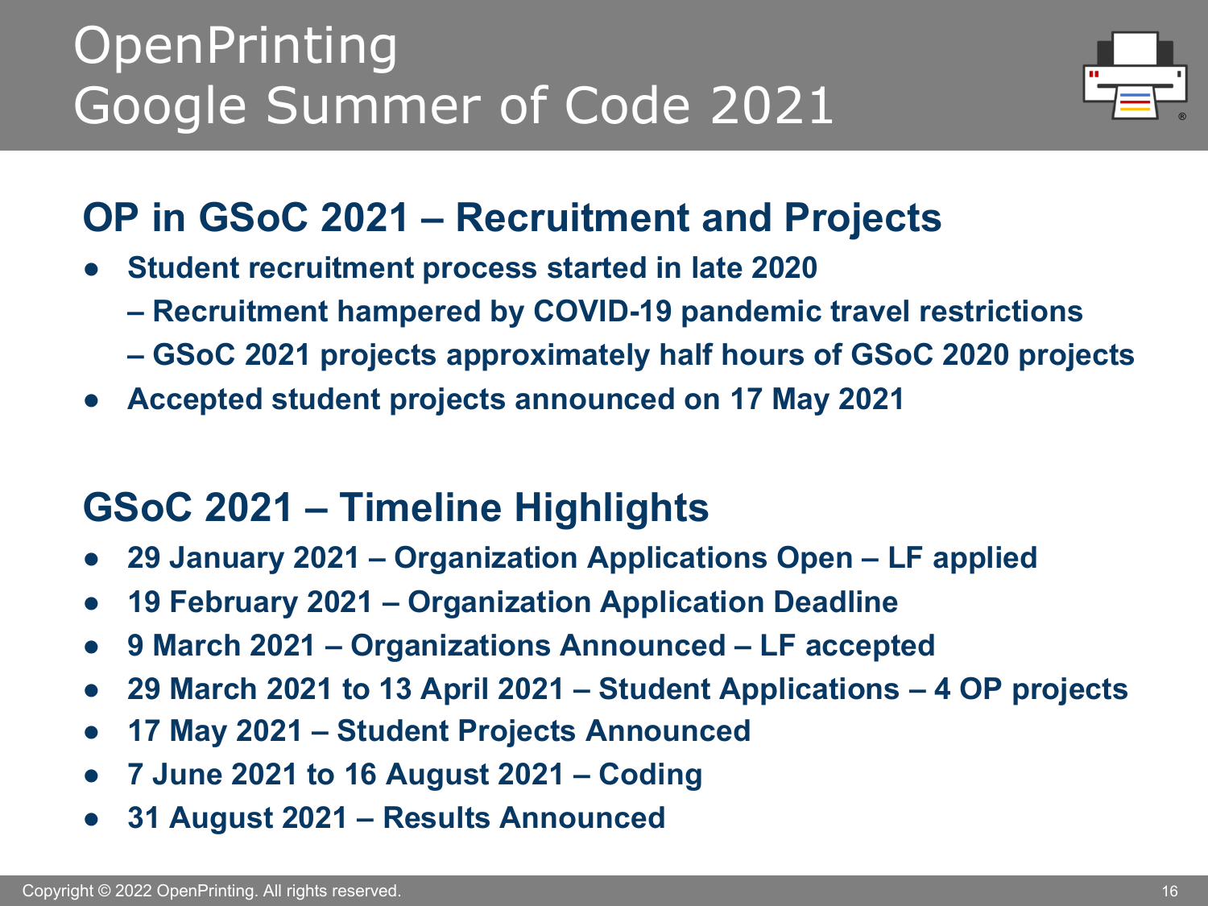# OpenPrinting Google Summer of Code 2021

## OP in GSoC 2021 – Recruitment and Projects

- **Student recruitment process started in late 2020**
  - **– Recruitment hampered by COVID-19 pandemic travel restrictions**
  - **– GSoC 2021 projects approximately half hours of GSoC 2020 projects**
- **Accepted student projects announced on 17 May 2021**

## GSoC 2021 – Timeline Highlights

- **29 January 2021 – Organization Applications Open – LF applied**
- **19 February 2021 – Organization Application Deadline**
- **9 March 2021 – Organizations Announced – LF accepted**
- **29 March 2021 to 13 April 2021 – Student Applications – 4 OP projects**
- **17 May 2021 – Student Projects Announced**
- **7 June 2021 to 16 August 2021 – Coding**
- **31 August 2021 – Results Announced**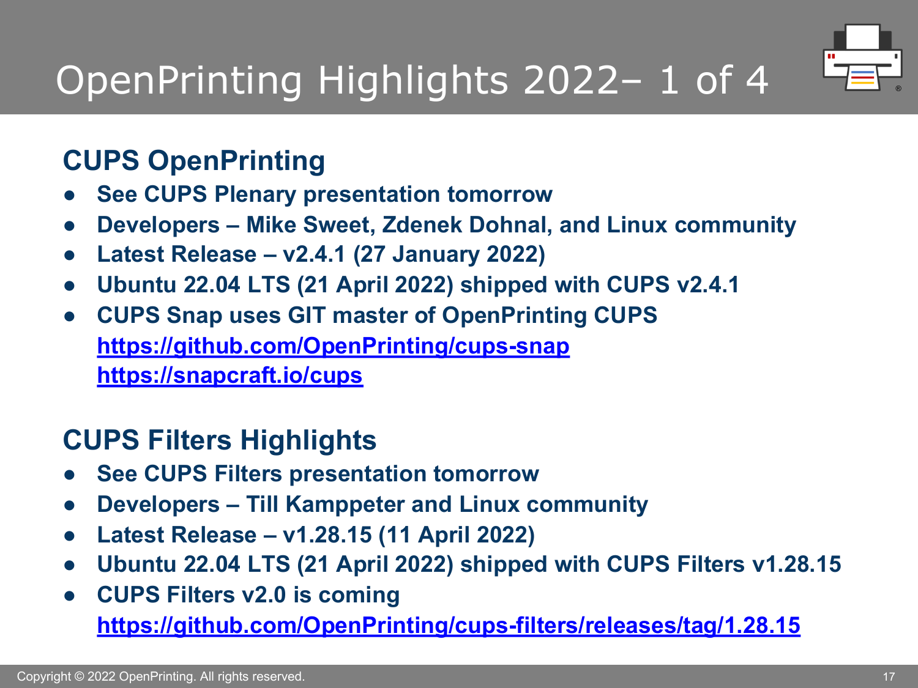# OpenPrinting Highlights 2022– 1 of 4

## CUPS OpenPrinting

- **See CUPS Plenary presentation tomorrow**
- **Developers – Mike Sweet, Zdenek Dohnal, and Linux community**
- **Latest Release – v2.4.1 (27 January 2022)**
- **Ubuntu 22.04 LTS (21 April 2022) shipped with CUPS v2.4.1**
- **CUPS Snap uses GIT master of OpenPrinting CUPS**
  **https://github.com/OpenPrinting/cups-snap**
  **https://snapcraft.io/cups**

## CUPS Filters Highlights

- **See CUPS Filters presentation tomorrow**
- **Developers – Till Kamppeter and Linux community**
- **Latest Release – v1.28.15 (11 April 2022)**
- **Ubuntu 22.04 LTS (21 April 2022) shipped with CUPS Filters v1.28.15**
- **CUPS Filters v2.0 is coming**
  **https://github.com/OpenPrinting/cups-filters/releases/tag/1.28.15**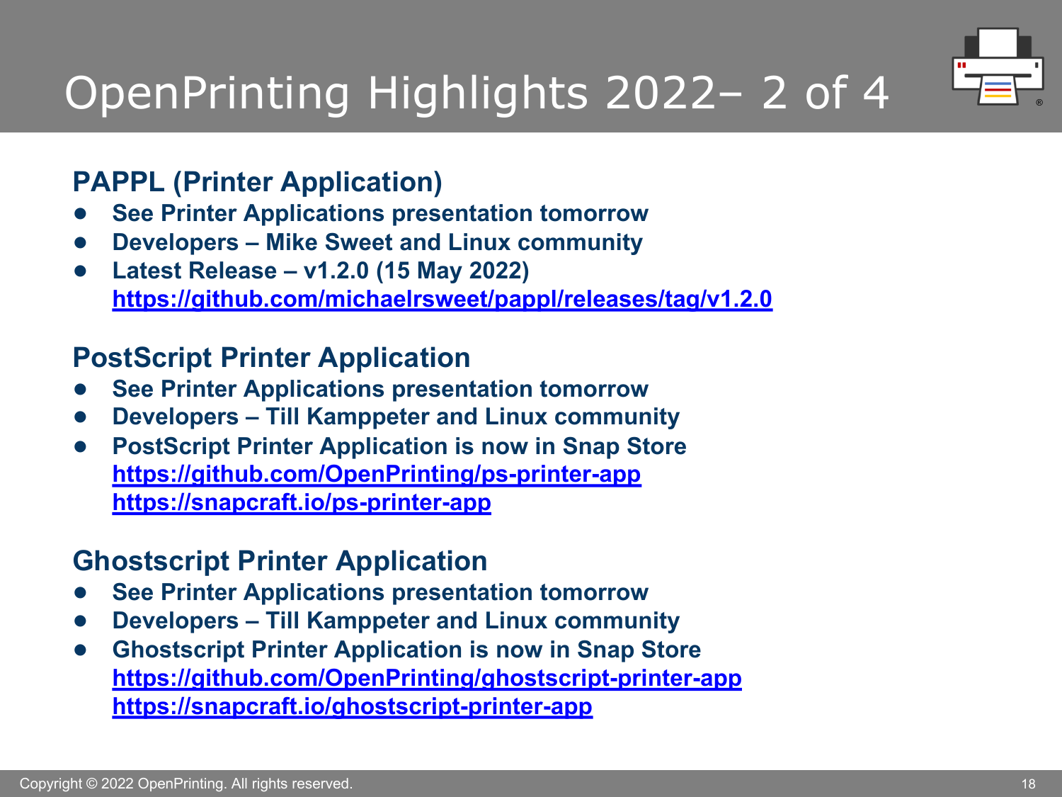# OpenPrinting Highlights 2022– 2 of 4

## PAPPL (Printer Application)

- **See Printer Applications presentation tomorrow**
- **Developers – Mike Sweet and Linux community**
- **Latest Release – v1.2.0 (15 May 2022)**
  **https://github.com/michaelrsweet/pappl/releases/tag/v1.2.0**

## PostScript Printer Application

- **See Printer Applications presentation tomorrow**
- **Developers – Till Kamppeter and Linux community**
- **PostScript Printer Application is now in Snap Store**
  **https://github.com/OpenPrinting/ps-printer-app**
  **https://snapcraft.io/ps-printer-app**

## Ghostscript Printer Application

- **See Printer Applications presentation tomorrow**
- **Developers – Till Kamppeter and Linux community**
- **Ghostscript Printer Application is now in Snap Store**
  **https://github.com/OpenPrinting/ghostscript-printer-app**
  **https://snapcraft.io/ghostscript-printer-app**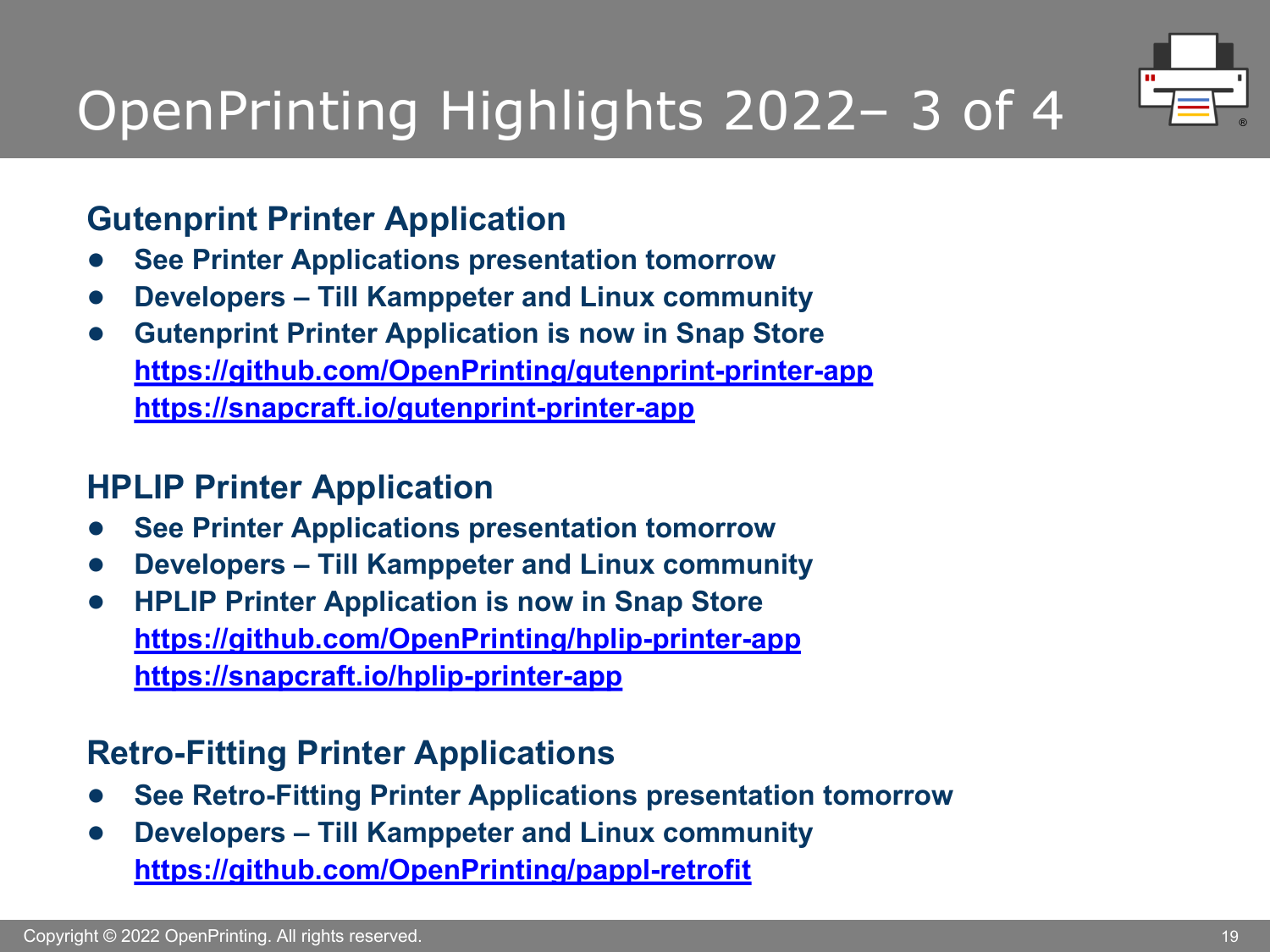# OpenPrinting Highlights 2022– 3 of 4

## Gutenprint Printer Application

- **See Printer Applications presentation tomorrow**
- **Developers – Till Kamppeter and Linux community**
- **Gutenprint Printer Application is now in Snap Store**
  **https://github.com/OpenPrinting/gutenprint-printer-app**
  **https://snapcraft.io/gutenprint-printer-app**

## HPLIP Printer Application

- **See Printer Applications presentation tomorrow**
- **Developers – Till Kamppeter and Linux community**
- **HPLIP Printer Application is now in Snap Store**
  **https://github.com/OpenPrinting/hplip-printer-app**
  **https://snapcraft.io/hplip-printer-app**

## Retro-Fitting Printer Applications

- **See Retro-Fitting Printer Applications presentation tomorrow**
- **Developers – Till Kamppeter and Linux community**
  **https://github.com/OpenPrinting/pappl-retrofit**

Copyright © 2022 OpenPrinting. All rights reserved.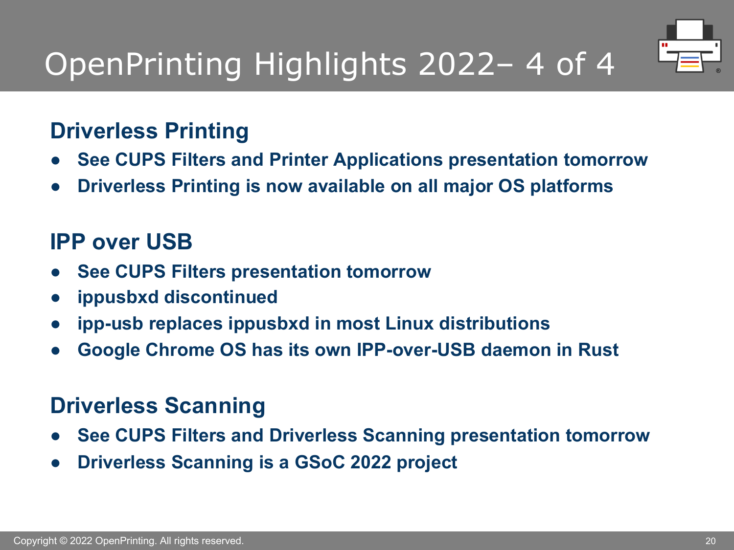# OpenPrinting Highlights 2022– 4 of 4

## Driverless Printing

- **See CUPS Filters and Printer Applications presentation tomorrow**
- **Driverless Printing is now available on all major OS platforms**

## IPP over USB

- **See CUPS Filters presentation tomorrow**
- **ippusbxd discontinued**
- **ipp-usb replaces ippusbxd in most Linux distributions**
- **Google Chrome OS has its own IPP-over-USB daemon in Rust**

## Driverless Scanning

- **See CUPS Filters and Driverless Scanning presentation tomorrow**
- **Driverless Scanning is a GSoC 2022 project**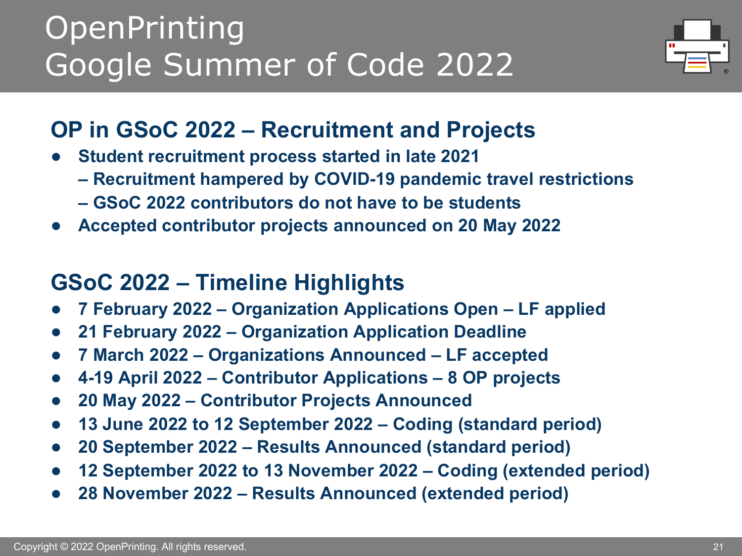# OpenPrinting
# Google Summer of Code 2022

## OP in GSoC 2022 – Recruitment and Projects

- **Student recruitment process started in late 2021**
  **– Recruitment hampered by COVID-19 pandemic travel restrictions**
  **– GSoC 2022 contributors do not have to be students**
- **Accepted contributor projects announced on 20 May 2022**

## GSoC 2022 – Timeline Highlights

- **7 February 2022 – Organization Applications Open – LF applied**
- **21 February 2022 – Organization Application Deadline**
- **7 March 2022 – Organizations Announced – LF accepted**
- **4-19 April 2022 – Contributor Applications – 8 OP projects**
- **20 May 2022 – Contributor Projects Announced**
- **13 June 2022 to 12 September 2022 – Coding (standard period)**
- **20 September 2022 – Results Announced (standard period)**
- **12 September 2022 to 13 November 2022 – Coding (extended period)**
- **28 November 2022 – Results Announced (extended period)**

Copyright © 2022 OpenPrinting. All rights reserved.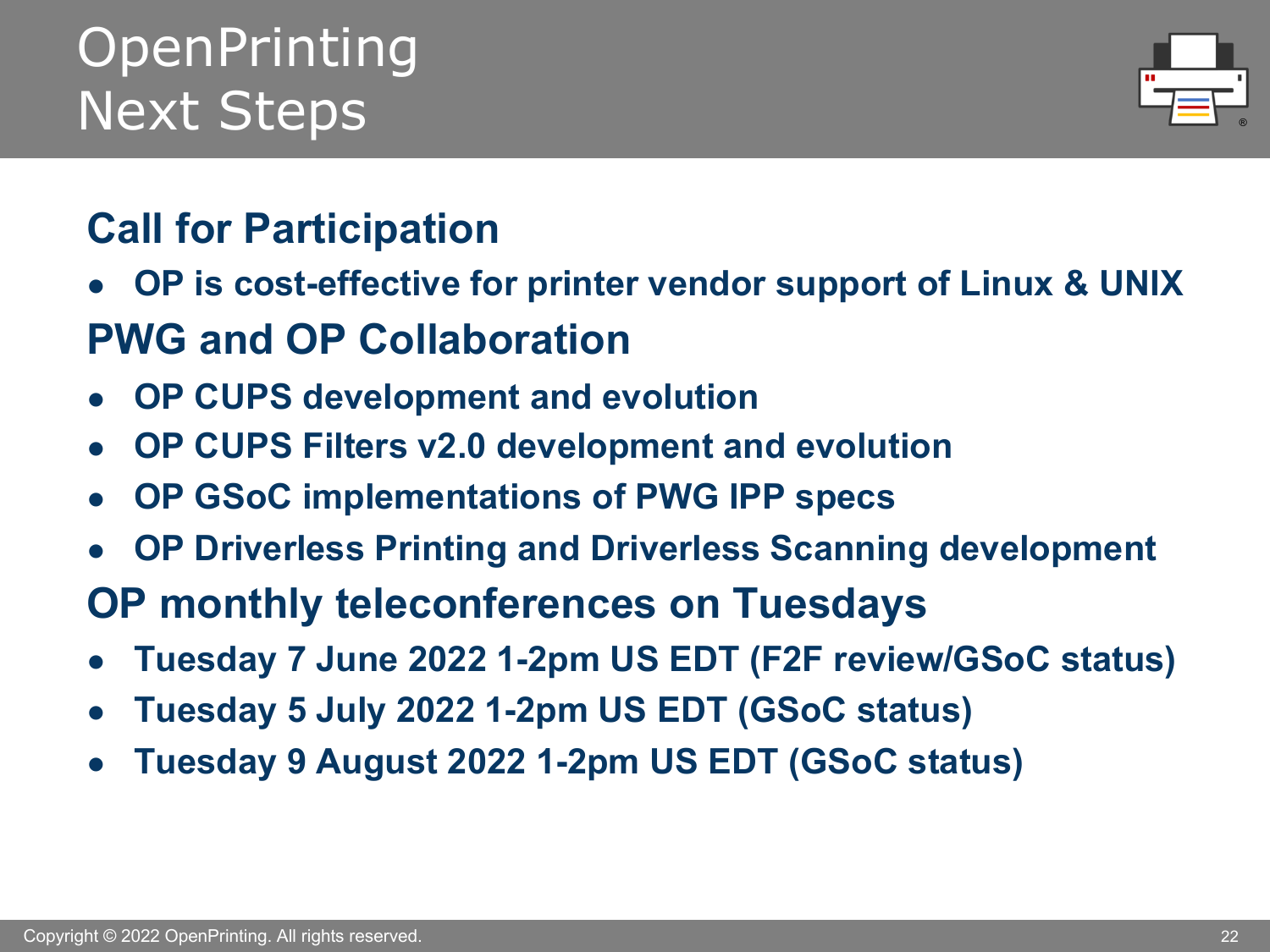# OpenPrinting Next Steps

## Call for Participation

- **OP is cost-effective for printer vendor support of Linux & UNIX**

## PWG and OP Collaboration

- **OP CUPS development and evolution**
- **OP CUPS Filters v2.0 development and evolution**
- **OP GSoC implementations of PWG IPP specs**
- **OP Driverless Printing and Driverless Scanning development**

## OP monthly teleconferences on Tuesdays

- **Tuesday 7 June 2022 1-2pm US EDT (F2F review/GSoC status)**
- **Tuesday 5 July 2022 1-2pm US EDT (GSoC status)**
- **Tuesday 9 August 2022 1-2pm US EDT (GSoC status)**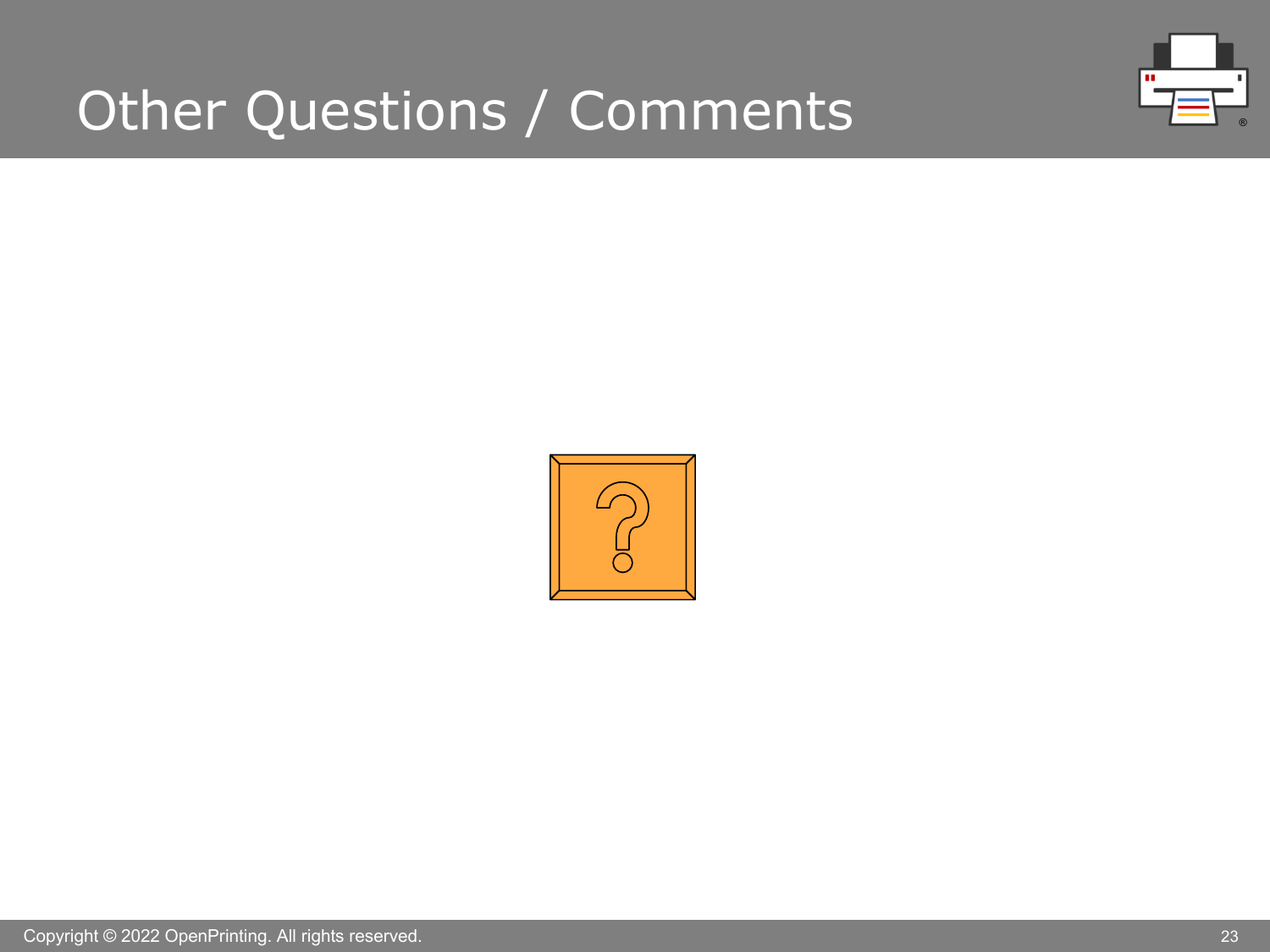# Other Questions / Comments